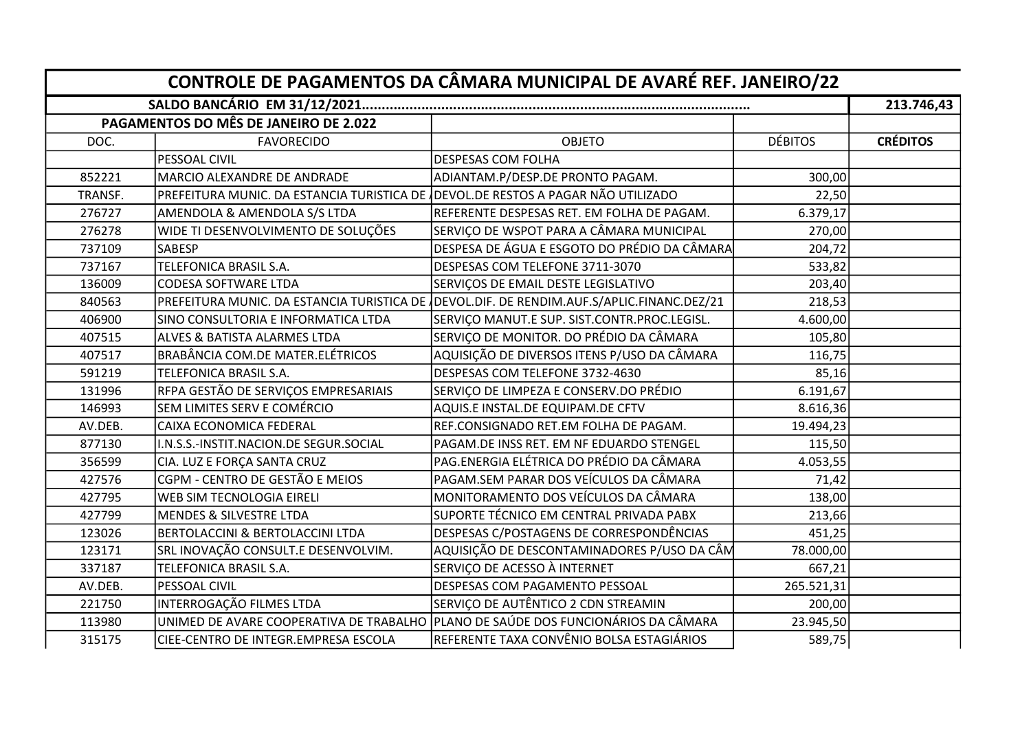| CONTROLE DE PAGAMENTOS DA CÂMARA MUNICIPAL DE AVARÉ REF. JANEIRO/22 | | | | |
|---|---|---|---|---|
| SALDO BANCÁRIO EM 31/12/2021................................................................................................ | | | | 213.746,43 |
| PAGAMENTOS DO MÊS DE JANEIRO DE 2.022 | | | | |
| DOC. | FAVORECIDO | OBJETO | DÉBITOS | **CRÉDITOS** |
| | PESSOAL CIVIL | DESPESAS COM FOLHA | | |
| 852221 | MARCIO ALEXANDRE DE ANDRADE | ADIANTAM.P/DESP.DE PRONTO PAGAM. | 300,00 | |
| TRANSF. | PREFEITURA MUNIC. DA ESTANCIA TURISTICA DE | DEVOL.DE RESTOS A PAGAR NÃO UTILIZADO | 22,50 | |
| 276727 | AMENDOLA & AMENDOLA S/S LTDA | REFERENTE DESPESAS RET. EM FOLHA DE PAGAM. | 6.379,17 | |
| 276278 | WIDE TI DESENVOLVIMENTO DE SOLUÇÕES | SERVIÇO DE WSPOT PARA A CÂMARA MUNICIPAL | 270,00 | |
| 737109 | SABESP | DESPESA DE ÁGUA E ESGOTO DO PRÉDIO DA CÂMARA | 204,72 | |
| 737167 | TELEFONICA BRASIL S.A. | DESPESAS COM TELEFONE 3711-3070 | 533,82 | |
| 136009 | CODESA SOFTWARE LTDA | SERVIÇOS DE EMAIL DESTE LEGISLATIVO | 203,40 | |
| 840563 | PREFEITURA MUNIC. DA ESTANCIA TURISTICA DE | DEVOL.DIF. DE RENDIM.AUF.S/APLIC.FINANC.DEZ/21 | 218,53 | |
| 406900 | SINO CONSULTORIA E INFORMATICA LTDA | SERVIÇO MANUT.E SUP. SIST.CONTR.PROC.LEGISL. | 4.600,00 | |
| 407515 | ALVES & BATISTA ALARMES LTDA | SERVIÇO DE MONITOR. DO PRÉDIO DA CÂMARA | 105,80 | |
| 407517 | BRABÂNCIA COM.DE MATER.ELÉTRICOS | AQUISIÇÃO DE DIVERSOS ITENS P/USO DA CÂMARA | 116,75 | |
| 591219 | TELEFONICA BRASIL S.A. | DESPESAS COM TELEFONE 3732-4630 | 85,16 | |
| 131996 | RFPA GESTÃO DE SERVIÇOS EMPRESARIAIS | SERVIÇO DE LIMPEZA E CONSERV.DO PRÉDIO | 6.191,67 | |
| 146993 | SEM LIMITES SERV E COMÉRCIO | AQUIS.E INSTAL.DE EQUIPAM.DE CFTV | 8.616,36 | |
| AV.DEB. | CAIXA ECONOMICA FEDERAL | REF.CONSIGNADO RET.EM FOLHA DE PAGAM. | 19.494,23 | |
| 877130 | I.N.S.S.-INSTIT.NACION.DE SEGUR.SOCIAL | PAGAM.DE INSS RET. EM NF EDUARDO STENGEL | 115,50 | |
| 356599 | CIA. LUZ E FORÇA SANTA CRUZ | PAG.ENERGIA ELÉTRICA DO PRÉDIO DA CÂMARA | 4.053,55 | |
| 427576 | CGPM - CENTRO DE GESTÃO E MEIOS | PAGAM.SEM PARAR DOS VEÍCULOS DA CÂMARA | 71,42 | |
| 427795 | WEB SIM TECNOLOGIA EIRELI | MONITORAMENTO DOS VEÍCULOS DA CÂMARA | 138,00 | |
| 427799 | MENDES & SILVESTRE LTDA | SUPORTE TÉCNICO EM CENTRAL PRIVADA PABX | 213,66 | |
| 123026 | BERTOLACCINI & BERTOLACCINI LTDA | DESPESAS C/POSTAGENS DE CORRESPONDÊNCIAS | 451,25 | |
| 123171 | SRL INOVAÇÃO CONSULT.E DESENVOLVIM. | AQUISIÇÃO DE DESCONTAMINADORES P/USO DA CÂM | 78.000,00 | |
| 337187 | TELEFONICA BRASIL S.A. | SERVIÇO DE ACESSO À INTERNET | 667,21 | |
| AV.DEB. | PESSOAL CIVIL | DESPESAS COM PAGAMENTO PESSOAL | 265.521,31 | |
| 221750 | INTERROGAÇÃO FILMES LTDA | SERVIÇO DE AUTÊNTICO 2 CDN STREAMIN | 200,00 | |
| 113980 | UNIMED DE AVARE COOPERATIVA DE TRABALHO | PLANO DE SAÚDE DOS FUNCIONÁRIOS DA CÂMARA | 23.945,50 | |
| 315175 | CIEE-CENTRO DE INTEGR.EMPRESA ESCOLA | REFERENTE TAXA CONVÊNIO BOLSA ESTAGIÁRIOS | 589,75 | |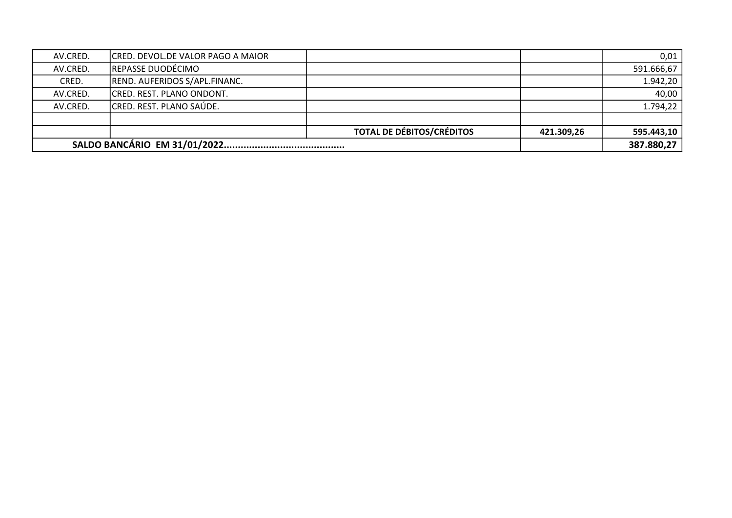| | | | | |
|---|---|---|---|---|
| AV.CRED. | CRED. DEVOL.DE VALOR PAGO A MAIOR | | | 0,01 |
| AV.CRED. | REPASSE DUODÉCIMO | | | 591.666,67 |
| CRED. | REND. AUFERIDOS S/APL.FINANC. | | | 1.942,20 |
| AV.CRED. | CRED. REST. PLANO ONDONT. | | | 40,00 |
| AV.CRED. | CRED. REST. PLANO SAÚDE. | | | 1.794,22 |
| | | | | |
| | | **TOTAL DE DÉBITOS/CRÉDITOS** | **421.309,26** | **595.443,10** |
| **SALDO BANCÁRIO EM 31/01/2022..........................................** | | | | **387.880,27** |